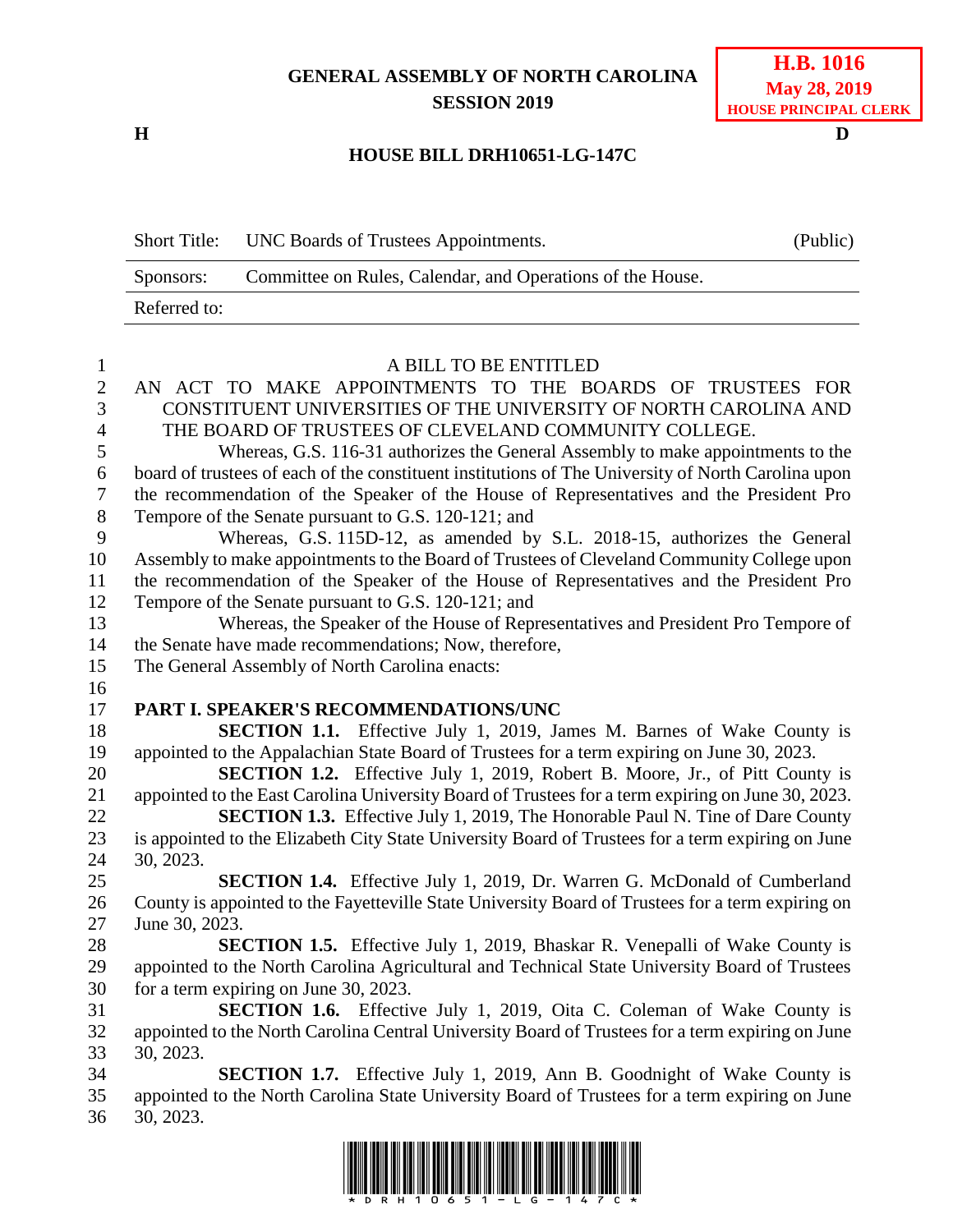GENERAL ASSEMBLY OF NORTH CAROLINA
SESSION 2019

**H.B. 1016**
**May 28, 2019**
**HOUSE PRINCIPAL CLERK**

H D

**HOUSE BILL DRH10651-LG-147C**

| Short Title: | UNC Boards of Trustees Appointments. | (Public) |
|---|---|---|
| Sponsors: | Committee on Rules, Calendar, and Operations of the House. | |
| Referred to: | | |

A BILL TO BE ENTITLED

AN ACT TO MAKE APPOINTMENTS TO THE BOARDS OF TRUSTEES FOR CONSTITUENT UNIVERSITIES OF THE UNIVERSITY OF NORTH CAROLINA AND THE BOARD OF TRUSTEES OF CLEVELAND COMMUNITY COLLEGE.

Whereas, G.S. 116-31 authorizes the General Assembly to make appointments to the board of trustees of each of the constituent institutions of The University of North Carolina upon the recommendation of the Speaker of the House of Representatives and the President Pro Tempore of the Senate pursuant to G.S. 120-121; and

Whereas, G.S. 115D-12, as amended by S.L. 2018-15, authorizes the General Assembly to make appointments to the Board of Trustees of Cleveland Community College upon the recommendation of the Speaker of the House of Representatives and the President Pro Tempore of the Senate pursuant to G.S. 120-121; and

Whereas, the Speaker of the House of Representatives and President Pro Tempore of the Senate have made recommendations; Now, therefore,

The General Assembly of North Carolina enacts:

**PART I. SPEAKER'S RECOMMENDATIONS/UNC**

**SECTION 1.1.** Effective July 1, 2019, James M. Barnes of Wake County is appointed to the Appalachian State Board of Trustees for a term expiring on June 30, 2023.

**SECTION 1.2.** Effective July 1, 2019, Robert B. Moore, Jr., of Pitt County is appointed to the East Carolina University Board of Trustees for a term expiring on June 30, 2023.

**SECTION 1.3.** Effective July 1, 2019, The Honorable Paul N. Tine of Dare County is appointed to the Elizabeth City State University Board of Trustees for a term expiring on June 30, 2023.

**SECTION 1.4.** Effective July 1, 2019, Dr. Warren G. McDonald of Cumberland County is appointed to the Fayetteville State University Board of Trustees for a term expiring on June 30, 2023.

**SECTION 1.5.** Effective July 1, 2019, Bhaskar R. Venepalli of Wake County is appointed to the North Carolina Agricultural and Technical State University Board of Trustees for a term expiring on June 30, 2023.

**SECTION 1.6.** Effective July 1, 2019, Oita C. Coleman of Wake County is appointed to the North Carolina Central University Board of Trustees for a term expiring on June 30, 2023.

**SECTION 1.7.** Effective July 1, 2019, Ann B. Goodnight of Wake County is appointed to the North Carolina State University Board of Trustees for a term expiring on June 30, 2023.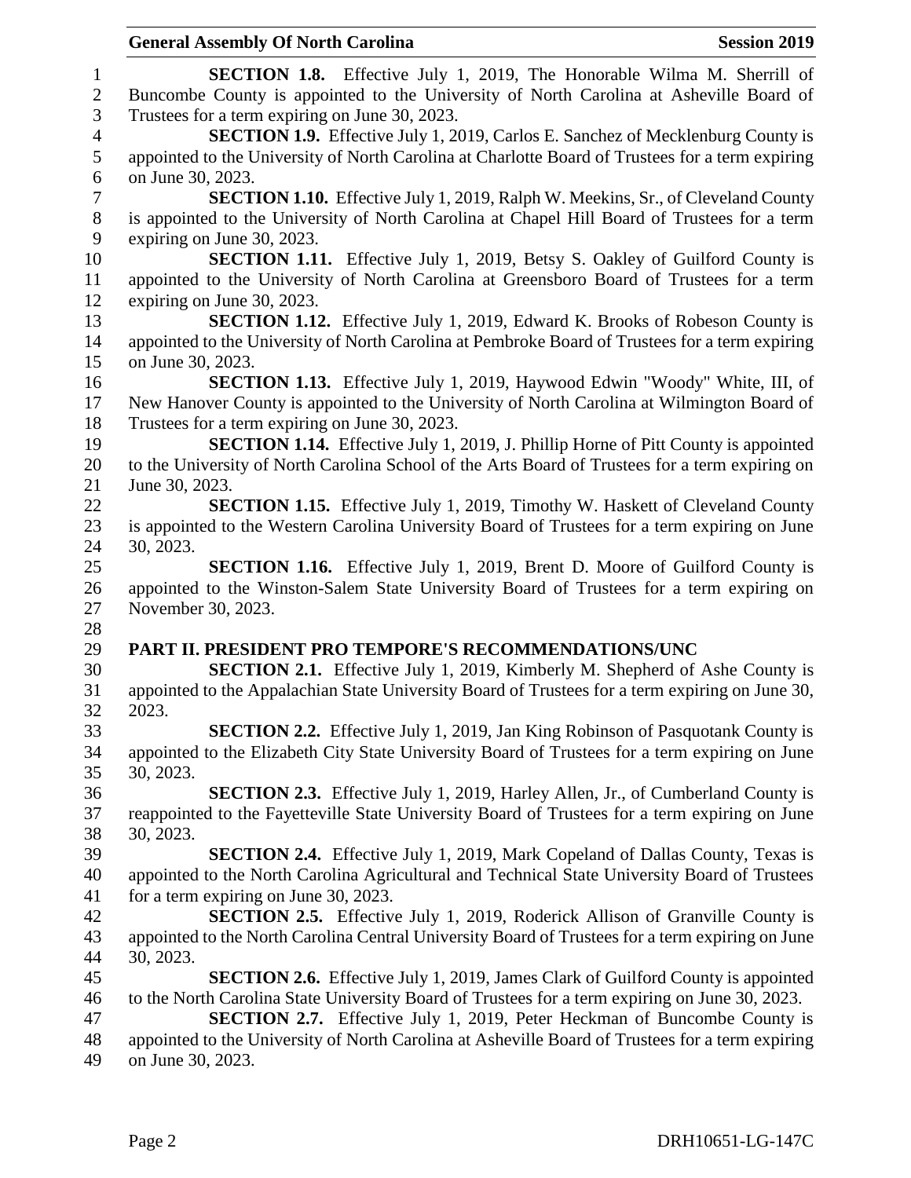**SECTION 1.8.** Effective July 1, 2019, The Honorable Wilma M. Sherrill of Buncombe County is appointed to the University of North Carolina at Asheville Board of Trustees for a term expiring on June 30, 2023.

**SECTION 1.9.** Effective July 1, 2019, Carlos E. Sanchez of Mecklenburg County is appointed to the University of North Carolina at Charlotte Board of Trustees for a term expiring on June 30, 2023.

**SECTION 1.10.** Effective July 1, 2019, Ralph W. Meekins, Sr., of Cleveland County is appointed to the University of North Carolina at Chapel Hill Board of Trustees for a term expiring on June 30, 2023.

**SECTION 1.11.** Effective July 1, 2019, Betsy S. Oakley of Guilford County is appointed to the University of North Carolina at Greensboro Board of Trustees for a term expiring on June 30, 2023.

**SECTION 1.12.** Effective July 1, 2019, Edward K. Brooks of Robeson County is appointed to the University of North Carolina at Pembroke Board of Trustees for a term expiring on June 30, 2023.

**SECTION 1.13.** Effective July 1, 2019, Haywood Edwin "Woody" White, III, of New Hanover County is appointed to the University of North Carolina at Wilmington Board of Trustees for a term expiring on June 30, 2023.

**SECTION 1.14.** Effective July 1, 2019, J. Phillip Horne of Pitt County is appointed to the University of North Carolina School of the Arts Board of Trustees for a term expiring on June 30, 2023.

**SECTION 1.15.** Effective July 1, 2019, Timothy W. Haskett of Cleveland County is appointed to the Western Carolina University Board of Trustees for a term expiring on June 30, 2023.

**SECTION 1.16.** Effective July 1, 2019, Brent D. Moore of Guilford County is appointed to the Winston-Salem State University Board of Trustees for a term expiring on November 30, 2023.

## PART II. PRESIDENT PRO TEMPORE'S RECOMMENDATIONS/UNC

**SECTION 2.1.** Effective July 1, 2019, Kimberly M. Shepherd of Ashe County is appointed to the Appalachian State University Board of Trustees for a term expiring on June 30, 2023.

**SECTION 2.2.** Effective July 1, 2019, Jan King Robinson of Pasquotank County is appointed to the Elizabeth City State University Board of Trustees for a term expiring on June 30, 2023.

**SECTION 2.3.** Effective July 1, 2019, Harley Allen, Jr., of Cumberland County is reappointed to the Fayetteville State University Board of Trustees for a term expiring on June 30, 2023.

**SECTION 2.4.** Effective July 1, 2019, Mark Copeland of Dallas County, Texas is appointed to the North Carolina Agricultural and Technical State University Board of Trustees for a term expiring on June 30, 2023.

**SECTION 2.5.** Effective July 1, 2019, Roderick Allison of Granville County is appointed to the North Carolina Central University Board of Trustees for a term expiring on June 30, 2023.

**SECTION 2.6.** Effective July 1, 2019, James Clark of Guilford County is appointed to the North Carolina State University Board of Trustees for a term expiring on June 30, 2023.

**SECTION 2.7.** Effective July 1, 2019, Peter Heckman of Buncombe County is appointed to the University of North Carolina at Asheville Board of Trustees for a term expiring on June 30, 2023.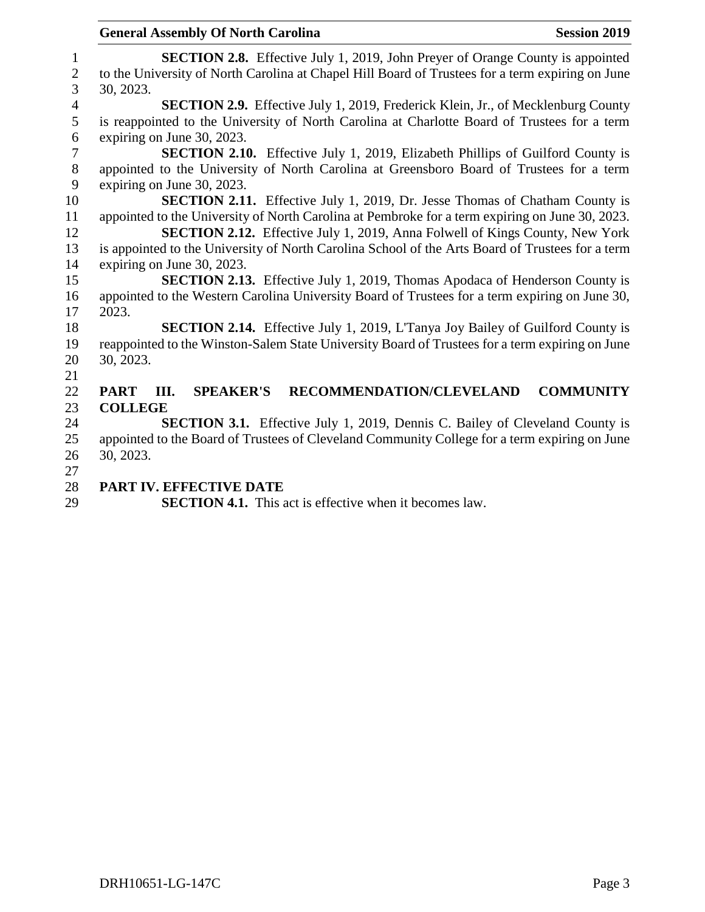**SECTION 2.8.** Effective July 1, 2019, John Preyer of Orange County is appointed to the University of North Carolina at Chapel Hill Board of Trustees for a term expiring on June 30, 2023.

**SECTION 2.9.** Effective July 1, 2019, Frederick Klein, Jr., of Mecklenburg County is reappointed to the University of North Carolina at Charlotte Board of Trustees for a term expiring on June 30, 2023.

**SECTION 2.10.** Effective July 1, 2019, Elizabeth Phillips of Guilford County is appointed to the University of North Carolina at Greensboro Board of Trustees for a term expiring on June 30, 2023.

**SECTION 2.11.** Effective July 1, 2019, Dr. Jesse Thomas of Chatham County is appointed to the University of North Carolina at Pembroke for a term expiring on June 30, 2023.

**SECTION 2.12.** Effective July 1, 2019, Anna Folwell of Kings County, New York is appointed to the University of North Carolina School of the Arts Board of Trustees for a term expiring on June 30, 2023.

**SECTION 2.13.** Effective July 1, 2019, Thomas Apodaca of Henderson County is appointed to the Western Carolina University Board of Trustees for a term expiring on June 30, 2023.

**SECTION 2.14.** Effective July 1, 2019, L'Tanya Joy Bailey of Guilford County is reappointed to the Winston-Salem State University Board of Trustees for a term expiring on June 30, 2023.

## PART III. SPEAKER'S RECOMMENDATION/CLEVELAND COMMUNITY COLLEGE

**SECTION 3.1.** Effective July 1, 2019, Dennis C. Bailey of Cleveland County is appointed to the Board of Trustees of Cleveland Community College for a term expiring on June 30, 2023.

## PART IV. EFFECTIVE DATE

**SECTION 4.1.** This act is effective when it becomes law.